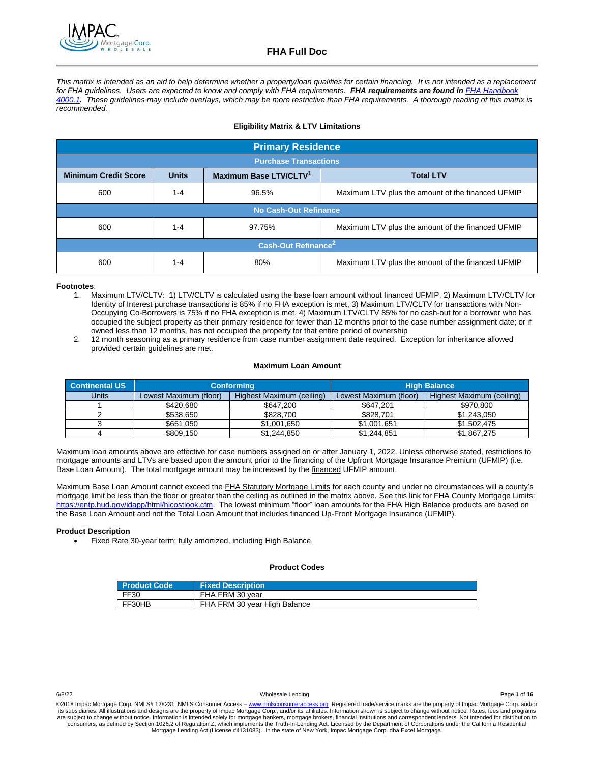# FHA Full Doc

*This matrix is intended as an aid to help determine whether a property/loan qualifies for certain financing. It is not intended as a replacement for FHA guidelines. Users are expected to know and comply with FHA requirements.* ***FHA requirements are found in [FHA Handbook 4000.1](FHA Handbook 4000.1).*** *These guidelines may include overlays, which may be more restrictive than FHA requirements. A thorough reading of this matrix is recommended.*

### Eligibility Matrix & LTV Limitations

| Primary Residence | | | |
|---|---|---|---|
| **Purchase Transactions** | | | |
| **Minimum Credit Score** | **Units** | **Maximum Base LTV/CLTV[1]** | **Total LTV** |
| 600 | 1-4 | 96.5% | Maximum LTV plus the amount of the financed UFMIP |
| **No Cash-Out Refinance** | | | |
| 600 | 1-4 | 97.75% | Maximum LTV plus the amount of the financed UFMIP |
| **Cash-Out Refinance[2]** | | | |
| 600 | 1-4 | 80% | Maximum LTV plus the amount of the financed UFMIP |

**Footnotes**:

1. Maximum LTV/CLTV: 1) LTV/CLTV is calculated using the base loan amount without financed UFMIP, 2) Maximum LTV/CLTV for Identity of Interest purchase transactions is 85% if no FHA exception is met, 3) Maximum LTV/CLTV for transactions with Non-Occupying Co-Borrowers is 75% if no FHA exception is met, 4) Maximum LTV/CLTV 85% for no cash-out for a borrower who has occupied the subject property as their primary residence for fewer than 12 months prior to the case number assignment date; or if owned less than 12 months, has not occupied the property for that entire period of ownership
2. 12 month seasoning as a primary residence from case number assignment date required. Exception for inheritance allowed provided certain guidelines are met.

### Maximum Loan Amount

| Continental US | Conforming | | High Balance | |
|---|---|---|---|---|
| Units | Lowest Maximum (floor) | Highest Maximum (ceiling) | Lowest Maximum (floor) | Highest Maximum (ceiling) |
| 1 | $420,680 | $647,200 | $647,201 | $970,800 |
| 2 | $538,650 | $828,700 | $828,701 | $1,243,050 |
| 3 | $651,050 | $1,001,650 | $1,001,651 | $1,502,475 |
| 4 | $809,150 | $1,244,850 | $1,244,851 | $1,867,275 |

Maximum loan amounts above are effective for case numbers assigned on or after January 1, 2022. Unless otherwise stated, restrictions to mortgage amounts and LTVs are based upon the amount prior to the financing of the Upfront Mortgage Insurance Premium (UFMIP) (i.e. Base Loan Amount). The total mortgage amount may be increased by the financed UFMIP amount.

Maximum Base Loan Amount cannot exceed the FHA Statutory Mortgage Limits for each county and under no circumstances will a county's mortgage limit be less than the floor or greater than the ceiling as outlined in the matrix above. See this link for FHA County Mortgage Limits: [https://entp.hud.gov/idapp/html/hicostlook.cfm](https://entp.hud.gov/idapp/html/hicostlook.cfm). The lowest minimum "floor" loan amounts for the FHA High Balance products are based on the Base Loan Amount and not the Total Loan Amount that includes financed Up-Front Mortgage Insurance (UFMIP).

**Product Description**

- Fixed Rate 30-year term; fully amortized, including High Balance

### Product Codes

| Product Code | Fixed Description |
|---|---|
| FF30 | FHA FRM 30 year |
| FF30HB | FHA FRM 30 year High Balance |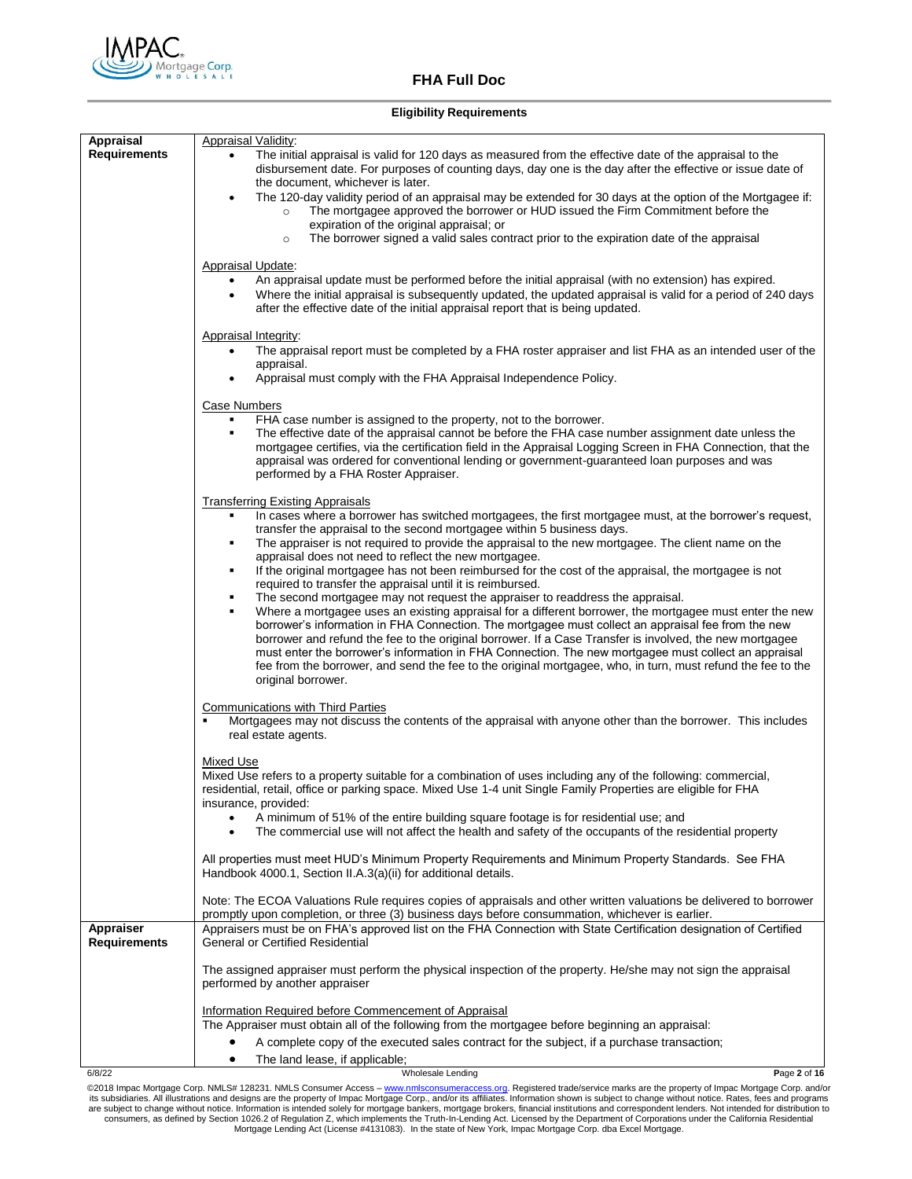## Eligibility Requirements

| | |
|---|---|
| **Appraisal Requirements** | Appraisal Validity:<br>• The initial appraisal is valid for 120 days as measured from the effective date of the appraisal to the disbursement date. For purposes of counting days, day one is the day after the effective or issue date of the document, whichever is later.<br>• The 120-day validity period of an appraisal may be extended for 30 days at the option of the Mortgagee if:<br>  ○ The mortgagee approved the borrower or HUD issued the Firm Commitment before the expiration of the original appraisal; or<br>  ○ The borrower signed a valid sales contract prior to the expiration date of the appraisal<br><br>Appraisal Update:<br>• An appraisal update must be performed before the initial appraisal (with no extension) has expired.<br>• Where the initial appraisal is subsequently updated, the updated appraisal is valid for a period of 240 days after the effective date of the initial appraisal report that is being updated.<br><br>Appraisal Integrity:<br>• The appraisal report must be completed by a FHA roster appraiser and list FHA as an intended user of the appraisal.<br>• Appraisal must comply with the FHA Appraisal Independence Policy.<br><br>Case Numbers<br>▪ FHA case number is assigned to the property, not to the borrower.<br>▪ The effective date of the appraisal cannot be before the FHA case number assignment date unless the mortgagee certifies, via the certification field in the Appraisal Logging Screen in FHA Connection, that the appraisal was ordered for conventional lending or government-guaranteed loan purposes and was performed by a FHA Roster Appraiser.<br><br>Transferring Existing Appraisals<br>▪ In cases where a borrower has switched mortgagees, the first mortgagee must, at the borrower's request, transfer the appraisal to the second mortgagee within 5 business days.<br>▪ The appraiser is not required to provide the appraisal to the new mortgagee. The client name on the appraisal does not need to reflect the new mortgagee.<br>▪ If the original mortgagee has not been reimbursed for the cost of the appraisal, the mortgagee is not required to transfer the appraisal until it is reimbursed.<br>▪ The second mortgagee may not request the appraiser to readdress the appraisal.<br>▪ Where a mortgagee uses an existing appraisal for a different borrower, the mortgagee must enter the new borrower's information in FHA Connection. The mortgagee must collect an appraisal fee from the new borrower and refund the fee to the original borrower. If a Case Transfer is involved, the new mortgagee must enter the borrower's information in FHA Connection. The new mortgagee must collect an appraisal fee from the borrower, and send the fee to the original mortgagee, who, in turn, must refund the fee to the original borrower.<br><br>Communications with Third Parties<br>▪ Mortgagees may not discuss the contents of the appraisal with anyone other than the borrower. This includes real estate agents.<br><br>Mixed Use<br>Mixed Use refers to a property suitable for a combination of uses including any of the following: commercial, residential, retail, office or parking space. Mixed Use 1-4 unit Single Family Properties are eligible for FHA insurance, provided:<br>• A minimum of 51% of the entire building square footage is for residential use; and<br>• The commercial use will not affect the health and safety of the occupants of the residential property<br><br>All properties must meet HUD's Minimum Property Requirements and Minimum Property Standards. See FHA Handbook 4000.1, Section II.A.3(a)(ii) for additional details.<br><br>Note: The ECOA Valuations Rule requires copies of appraisals and other written valuations be delivered to borrower promptly upon completion, or three (3) business days before consummation, whichever is earlier. |
| **Appraiser Requirements** | Appraisers must be on FHA's approved list on the FHA Connection with State Certification designation of Certified General or Certified Residential<br><br>The assigned appraiser must perform the physical inspection of the property. He/she may not sign the appraisal performed by another appraiser<br><br>Information Required before Commencement of Appraisal<br>The Appraiser must obtain all of the following from the mortgagee before beginning an appraisal:<br>• A complete copy of the executed sales contract for the subject, if a purchase transaction;<br>• The land lease, if applicable; |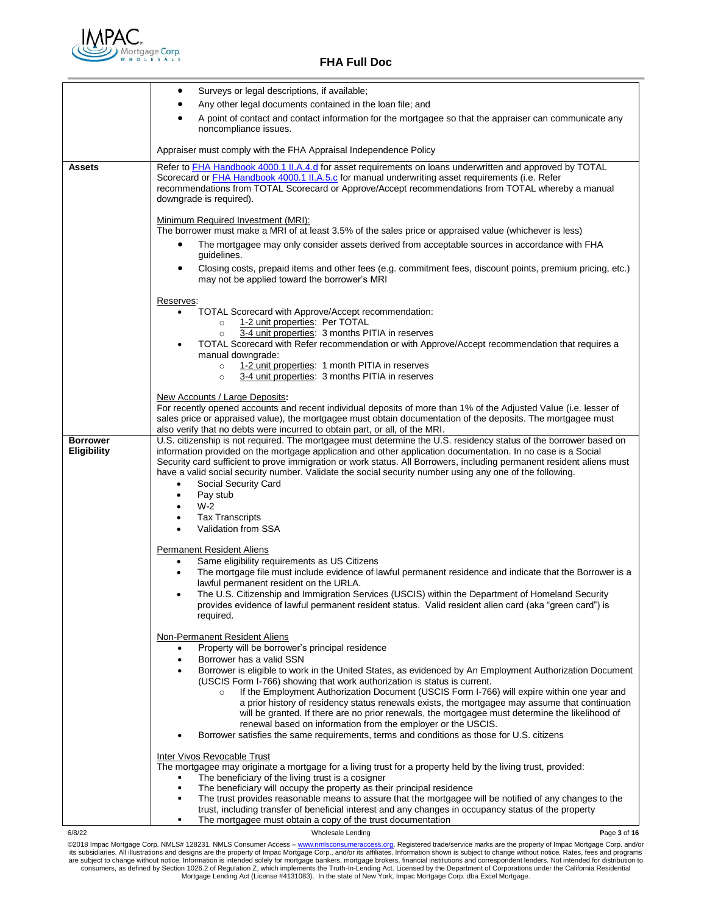| | |
|---|---|
| | • Surveys or legal descriptions, if available;<br>• Any other legal documents contained in the loan file; and<br>• A point of contact and contact information for the mortgagee so that the appraiser can communicate any noncompliance issues.<br><br>Appraiser must comply with the FHA Appraisal Independence Policy |
| **Assets** | Refer to [FHA Handbook 4000.1 II.A.4.d]() for asset requirements on loans underwritten and approved by TOTAL Scorecard or [FHA Handbook 4000.1 II.A.5.c]() for manual underwriting asset requirements (i.e. Refer recommendations from TOTAL Scorecard or Approve/Accept recommendations from TOTAL whereby a manual downgrade is required).<br><br><u>Minimum Required Investment (MRI):</u><br>The borrower must make a MRI of at least 3.5% of the sales price or appraised value (whichever is less)<br>• The mortgagee may only consider assets derived from acceptable sources in accordance with FHA guidelines.<br>• Closing costs, prepaid items and other fees (e.g. commitment fees, discount points, premium pricing, etc.) may not be applied toward the borrower's MRI<br><br><u>Reserves</u>:<br>• TOTAL Scorecard with Approve/Accept recommendation:<br>&nbsp;&nbsp;&nbsp;&nbsp;○ <u>1-2 unit properties</u>: Per TOTAL<br>&nbsp;&nbsp;&nbsp;&nbsp;○ <u>3-4 unit properties</u>: 3 months PITIA in reserves<br>• TOTAL Scorecard with Refer recommendation or with Approve/Accept recommendation that requires a manual downgrade:<br>&nbsp;&nbsp;&nbsp;&nbsp;○ <u>1-2 unit properties</u>: 1 month PITIA in reserves<br>&nbsp;&nbsp;&nbsp;&nbsp;○ <u>3-4 unit properties</u>: 3 months PITIA in reserves<br><br><u>New Accounts / Large Deposits</u>**:**<br>For recently opened accounts and recent individual deposits of more than 1% of the Adjusted Value (i.e. lesser of sales price or appraised value), the mortgagee must obtain documentation of the deposits. The mortgagee must also verify that no debts were incurred to obtain part, or all, of the MRI. |
| **Borrower Eligibility** | U.S. citizenship is not required. The mortgagee must determine the U.S. residency status of the borrower based on information provided on the mortgage application and other application documentation. In no case is a Social Security card sufficient to prove immigration or work status. All Borrowers, including permanent resident aliens must have a valid social security number. Validate the social security number using any one of the following.<br>• Social Security Card<br>• Pay stub<br>• W-2<br>• Tax Transcripts<br>• Validation from SSA<br><br><u>Permanent Resident Aliens</u><br>• Same eligibility requirements as US Citizens<br>• The mortgage file must include evidence of lawful permanent residence and indicate that the Borrower is a lawful permanent resident on the URLA.<br>• The U.S. Citizenship and Immigration Services (USCIS) within the Department of Homeland Security provides evidence of lawful permanent resident status. Valid resident alien card (aka "green card") is required.<br><br><u>Non-Permanent Resident Aliens</u><br>• Property will be borrower's principal residence<br>• Borrower has a valid SSN<br>• Borrower is eligible to work in the United States, as evidenced by An Employment Authorization Document (USCIS Form I-766) showing that work authorization is status is current.<br>&nbsp;&nbsp;&nbsp;&nbsp;○ If the Employment Authorization Document (USCIS Form I-766) will expire within one year and a prior history of residency status renewals exists, the mortgagee may assume that continuation will be granted. If there are no prior renewals, the mortgagee must determine the likelihood of renewal based on information from the employer or the USCIS.<br>• Borrower satisfies the same requirements, terms and conditions as those for U.S. citizens<br><br><u>Inter Vivos Revocable Trust</u><br>The mortgagee may originate a mortgage for a living trust for a property held by the living trust, provided:<br>▪ The beneficiary of the living trust is a cosigner<br>▪ The beneficiary will occupy the property as their principal residence<br>▪ The trust provides reasonable means to assure that the mortgagee will be notified of any changes to the trust, including transfer of beneficial interest and any changes in occupancy status of the property<br>▪ The mortgagee must obtain a copy of the trust documentation |

©2018 Impac Mortgage Corp. NMLS# 128231. NMLS Consumer Access – www.nmlsconsumeraccess.org. Registered trade/service marks are the property of Impac Mortgage Corp. and/or its subsidiaries. All illustrations and designs are the property of Impac Mortgage Corp., and/or its affiliates. Information shown is subject to change without notice. Rates, fees and programs are subject to change without notice. Information is intended solely for mortgage bankers, mortgage brokers, financial institutions and correspondent lenders. Not intended for distribution to consumers, as defined by Section 1026.2 of Regulation Z, which implements the Truth-In-Lending Act. Licensed by the Department of Corporations under the California Residential Mortgage Lending Act (License #4131083). In the state of New York, Impac Mortgage Corp. dba Excel Mortgage.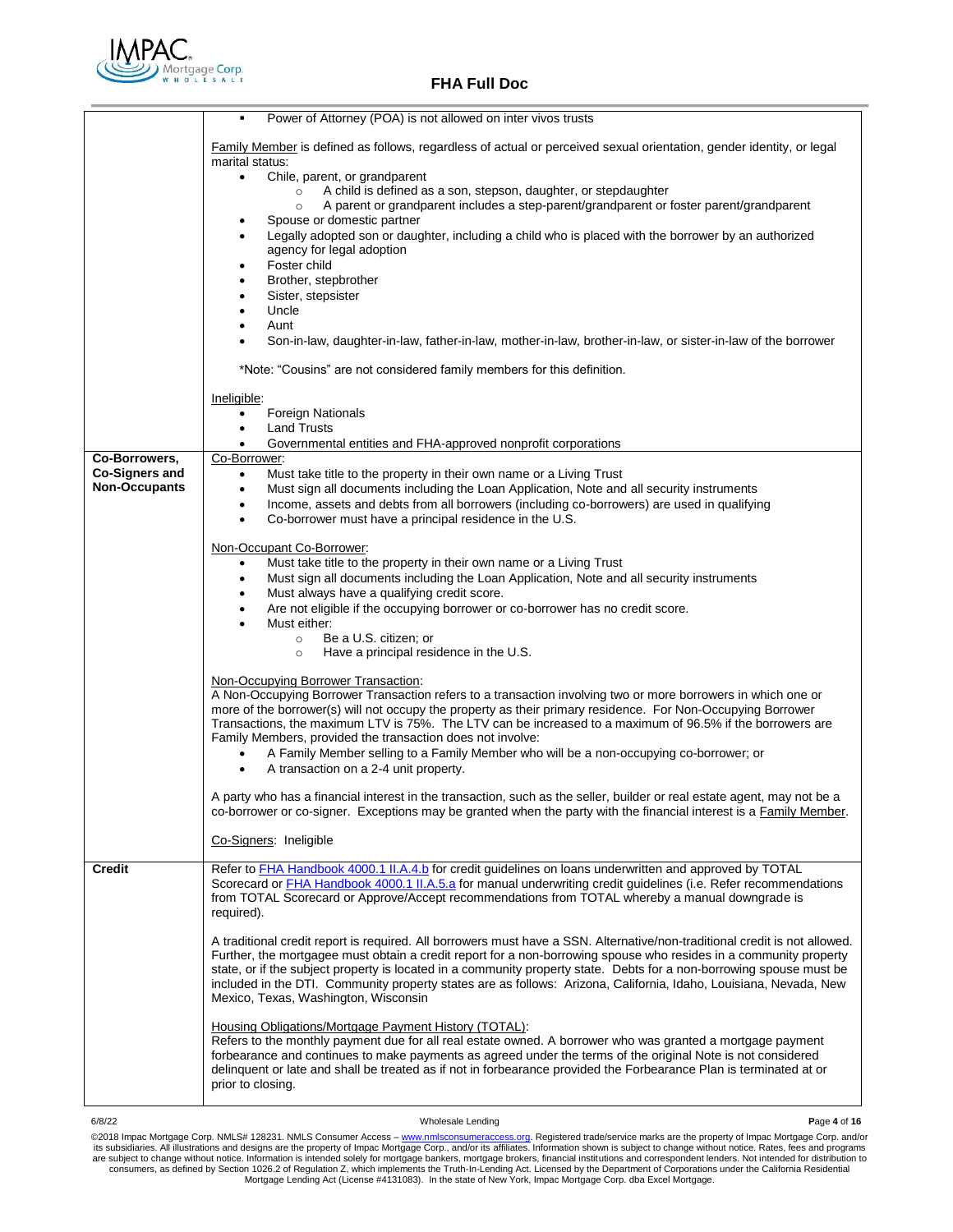| | |
|---|---|
| | ▪ Power of Attorney (POA) is not allowed on inter vivos trusts<br><br>Family Member is defined as follows, regardless of actual or perceived sexual orientation, gender identity, or legal marital status:<br>• Chile, parent, or grandparent<br>  ○ A child is defined as a son, stepson, daughter, or stepdaughter<br>  ○ A parent or grandparent includes a step-parent/grandparent or foster parent/grandparent<br>• Spouse or domestic partner<br>• Legally adopted son or daughter, including a child who is placed with the borrower by an authorized agency for legal adoption<br>• Foster child<br>• Brother, stepbrother<br>• Sister, stepsister<br>• Uncle<br>• Aunt<br>• Son-in-law, daughter-in-law, father-in-law, mother-in-law, brother-in-law, or sister-in-law of the borrower<br><br>*Note: "Cousins" are not considered family members for this definition.<br><br>Ineligible:<br>• Foreign Nationals<br>• Land Trusts<br>• Governmental entities and FHA-approved nonprofit corporations |
| **Co-Borrowers, Co-Signers and Non-Occupants** | Co-Borrower:<br>• Must take title to the property in their own name or a Living Trust<br>• Must sign all documents including the Loan Application, Note and all security instruments<br>• Income, assets and debts from all borrowers (including co-borrowers) are used in qualifying<br>• Co-borrower must have a principal residence in the U.S.<br><br>Non-Occupant Co-Borrower:<br>• Must take title to the property in their own name or a Living Trust<br>• Must sign all documents including the Loan Application, Note and all security instruments<br>• Must always have a qualifying credit score.<br>• Are not eligible if the occupying borrower or co-borrower has no credit score.<br>• Must either:<br>  ○ Be a U.S. citizen; or<br>  ○ Have a principal residence in the U.S.<br><br>Non-Occupying Borrower Transaction:<br>A Non-Occupying Borrower Transaction refers to a transaction involving two or more borrowers in which one or more of the borrower(s) will not occupy the property as their primary residence. For Non-Occupying Borrower Transactions, the maximum LTV is 75%. The LTV can be increased to a maximum of 96.5% if the borrowers are Family Members, provided the transaction does not involve:<br>• A Family Member selling to a Family Member who will be a non-occupying co-borrower; or<br>• A transaction on a 2-4 unit property.<br><br>A party who has a financial interest in the transaction, such as the seller, builder or real estate agent, may not be a co-borrower or co-signer. Exceptions may be granted when the party with the financial interest is a Family Member.<br><br>Co-Signers: Ineligible |
| **Credit** | Refer to FHA Handbook 4000.1 II.A.4.b for credit guidelines on loans underwritten and approved by TOTAL Scorecard or FHA Handbook 4000.1 II.A.5.a for manual underwriting credit guidelines (i.e. Refer recommendations from TOTAL Scorecard or Approve/Accept recommendations from TOTAL whereby a manual downgrade is required).<br><br>A traditional credit report is required. All borrowers must have a SSN. Alternative/non-traditional credit is not allowed. Further, the mortgagee must obtain a credit report for a non-borrowing spouse who resides in a community property state, or if the subject property is located in a community property state. Debts for a non-borrowing spouse must be included in the DTI. Community property states are as follows: Arizona, California, Idaho, Louisiana, Nevada, New Mexico, Texas, Washington, Wisconsin<br><br>Housing Obligations/Mortgage Payment History (TOTAL):<br>Refers to the monthly payment due for all real estate owned. A borrower who was granted a mortgage payment forbearance and continues to make payments as agreed under the terms of the original Note is not considered delinquent or late and shall be treated as if not in forbearance provided the Forbearance Plan is terminated at or prior to closing. |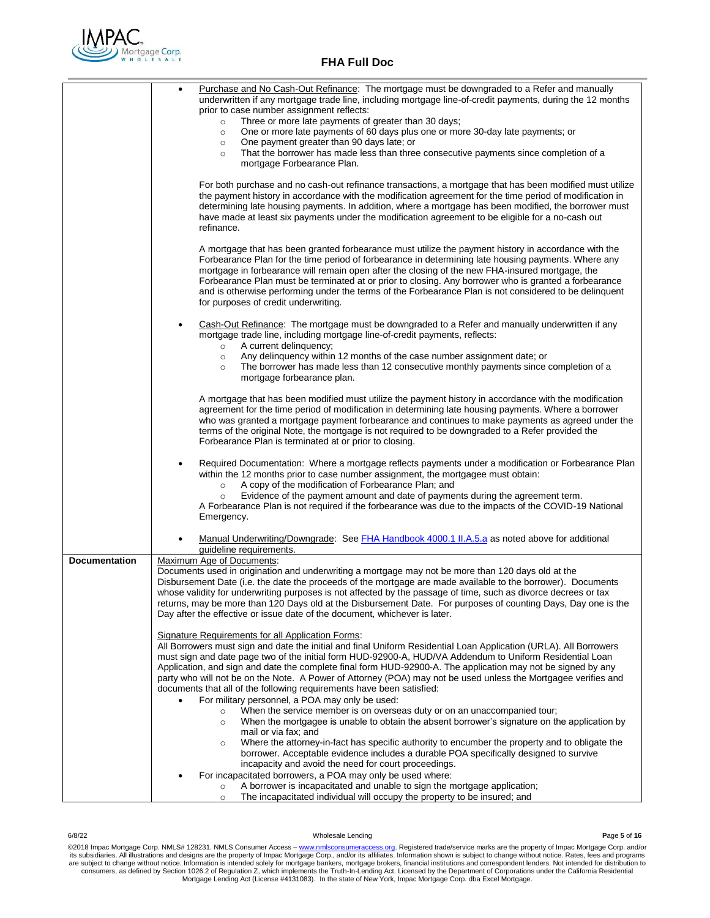| | |
|---|---|
| | • Purchase and No Cash-Out Refinance: The mortgage must be downgraded to a Refer and manually underwritten if any mortgage trade line, including mortgage line-of-credit payments, during the 12 months prior to case number assignment reflects:<br>  ○ Three or more late payments of greater than 30 days;<br>  ○ One or more late payments of 60 days plus one or more 30-day late payments; or<br>  ○ One payment greater than 90 days late; or<br>  ○ That the borrower has made less than three consecutive payments since completion of a mortgage Forbearance Plan.<br><br>For both purchase and no cash-out refinance transactions, a mortgage that has been modified must utilize the payment history in accordance with the modification agreement for the time period of modification in determining late housing payments. In addition, where a mortgage has been modified, the borrower must have made at least six payments under the modification agreement to be eligible for a no-cash out refinance.<br><br>A mortgage that has been granted forbearance must utilize the payment history in accordance with the Forbearance Plan for the time period of forbearance in determining late housing payments. Where any mortgage in forbearance will remain open after the closing of the new FHA-insured mortgage, the Forbearance Plan must be terminated at or prior to closing. Any borrower who is granted a forbearance and is otherwise performing under the terms of the Forbearance Plan is not considered to be delinquent for purposes of credit underwriting.<br><br>• Cash-Out Refinance: The mortgage must be downgraded to a Refer and manually underwritten if any mortgage trade line, including mortgage line-of-credit payments, reflects:<br>  ○ A current delinquency;<br>  ○ Any delinquency within 12 months of the case number assignment date; or<br>  ○ The borrower has made less than 12 consecutive monthly payments since completion of a mortgage forbearance plan.<br><br>A mortgage that has been modified must utilize the payment history in accordance with the modification agreement for the time period of modification in determining late housing payments. Where a borrower who was granted a mortgage payment forbearance and continues to make payments as agreed under the terms of the original Note, the mortgage is not required to be downgraded to a Refer provided the Forbearance Plan is terminated at or prior to closing.<br><br>• Required Documentation: Where a mortgage reflects payments under a modification or Forbearance Plan within the 12 months prior to case number assignment, the mortgagee must obtain:<br>  ○ A copy of the modification of Forbearance Plan; and<br>  ○ Evidence of the payment amount and date of payments during the agreement term.<br>A Forbearance Plan is not required if the forbearance was due to the impacts of the COVID-19 National Emergency.<br><br>• Manual Underwriting/Downgrade: See FHA Handbook 4000.1 II.A.5.a as noted above for additional guideline requirements. |
| **Documentation** | Maximum Age of Documents:<br>Documents used in origination and underwriting a mortgage may not be more than 120 days old at the Disbursement Date (i.e. the date the proceeds of the mortgage are made available to the borrower). Documents whose validity for underwriting purposes is not affected by the passage of time, such as divorce decrees or tax returns, may be more than 120 Days old at the Disbursement Date. For purposes of counting Days, Day one is the Day after the effective or issue date of the document, whichever is later.<br><br>Signature Requirements for all Application Forms:<br>All Borrowers must sign and date the initial and final Uniform Residential Loan Application (URLA). All Borrowers must sign and date page two of the initial form HUD-92900-A, HUD/VA Addendum to Uniform Residential Loan Application, and sign and date the complete final form HUD-92900-A. The application may not be signed by any party who will not be on the Note. A Power of Attorney (POA) may not be used unless the Mortgagee verifies and documents that all of the following requirements have been satisfied:<br>• For military personnel, a POA may only be used:<br>  ○ When the service member is on overseas duty or on an unaccompanied tour;<br>  ○ When the mortgagee is unable to obtain the absent borrower's signature on the application by mail or via fax; and<br>  ○ Where the attorney-in-fact has specific authority to encumber the property and to obligate the borrower. Acceptable evidence includes a durable POA specifically designed to survive incapacity and avoid the need for court proceedings.<br>• For incapacitated borrowers, a POA may only be used where:<br>  ○ A borrower is incapacitated and unable to sign the mortgage application;<br>  ○ The incapacitated individual will occupy the property to be insured; and |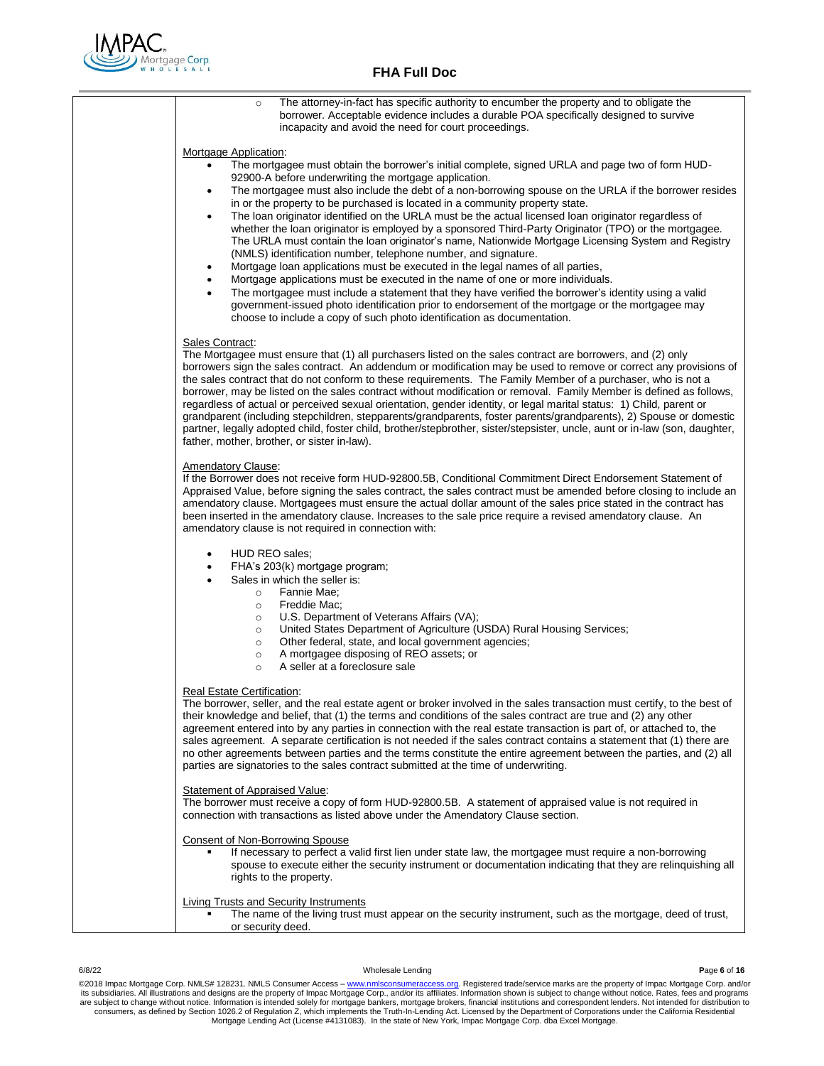- The attorney-in-fact has specific authority to encumber the property and to obligate the borrower. Acceptable evidence includes a durable POA specifically designed to survive incapacity and avoid the need for court proceedings.

Mortgage Application:

- The mortgagee must obtain the borrower's initial complete, signed URLA and page two of form HUD-92900-A before underwriting the mortgage application.
- The mortgagee must also include the debt of a non-borrowing spouse on the URLA if the borrower resides in or the property to be purchased is located in a community property state.
- The loan originator identified on the URLA must be the actual licensed loan originator regardless of whether the loan originator is employed by a sponsored Third-Party Originator (TPO) or the mortgagee. The URLA must contain the loan originator's name, Nationwide Mortgage Licensing System and Registry (NMLS) identification number, telephone number, and signature.
- Mortgage loan applications must be executed in the legal names of all parties,
- Mortgage applications must be executed in the name of one or more individuals.
- The mortgagee must include a statement that they have verified the borrower's identity using a valid government-issued photo identification prior to endorsement of the mortgage or the mortgagee may choose to include a copy of such photo identification as documentation.

Sales Contract:

The Mortgagee must ensure that (1) all purchasers listed on the sales contract are borrowers, and (2) only borrowers sign the sales contract. An addendum or modification may be used to remove or correct any provisions of the sales contract that do not conform to these requirements. The Family Member of a purchaser, who is not a borrower, may be listed on the sales contract without modification or removal. Family Member is defined as follows, regardless of actual or perceived sexual orientation, gender identity, or legal marital status: 1) Child, parent or grandparent (including stepchildren, stepparents/grandparents, foster parents/grandparents), 2) Spouse or domestic partner, legally adopted child, foster child, brother/stepbrother, sister/stepsister, uncle, aunt or in-law (son, daughter, father, mother, brother, or sister in-law).

Amendatory Clause:

If the Borrower does not receive form HUD-92800.5B, Conditional Commitment Direct Endorsement Statement of Appraised Value, before signing the sales contract, the sales contract must be amended before closing to include an amendatory clause. Mortgagees must ensure the actual dollar amount of the sales price stated in the contract has been inserted in the amendatory clause. Increases to the sale price require a revised amendatory clause. An amendatory clause is not required in connection with:

- HUD REO sales;
- FHA's 203(k) mortgage program;
- Sales in which the seller is:
  - Fannie Mae;
  - Freddie Mac;
  - U.S. Department of Veterans Affairs (VA);
  - United States Department of Agriculture (USDA) Rural Housing Services;
  - Other federal, state, and local government agencies;
  - A mortgagee disposing of REO assets; or
  - A seller at a foreclosure sale

Real Estate Certification:

The borrower, seller, and the real estate agent or broker involved in the sales transaction must certify, to the best of their knowledge and belief, that (1) the terms and conditions of the sales contract are true and (2) any other agreement entered into by any parties in connection with the real estate transaction is part of, or attached to, the sales agreement. A separate certification is not needed if the sales contract contains a statement that (1) there are no other agreements between parties and the terms constitute the entire agreement between the parties, and (2) all parties are signatories to the sales contract submitted at the time of underwriting.

Statement of Appraised Value:

The borrower must receive a copy of form HUD-92800.5B. A statement of appraised value is not required in connection with transactions as listed above under the Amendatory Clause section.

Consent of Non-Borrowing Spouse

- If necessary to perfect a valid first lien under state law, the mortgagee must require a non-borrowing spouse to execute either the security instrument or documentation indicating that they are relinquishing all rights to the property.

Living Trusts and Security Instruments

- The name of the living trust must appear on the security instrument, such as the mortgage, deed of trust, or security deed.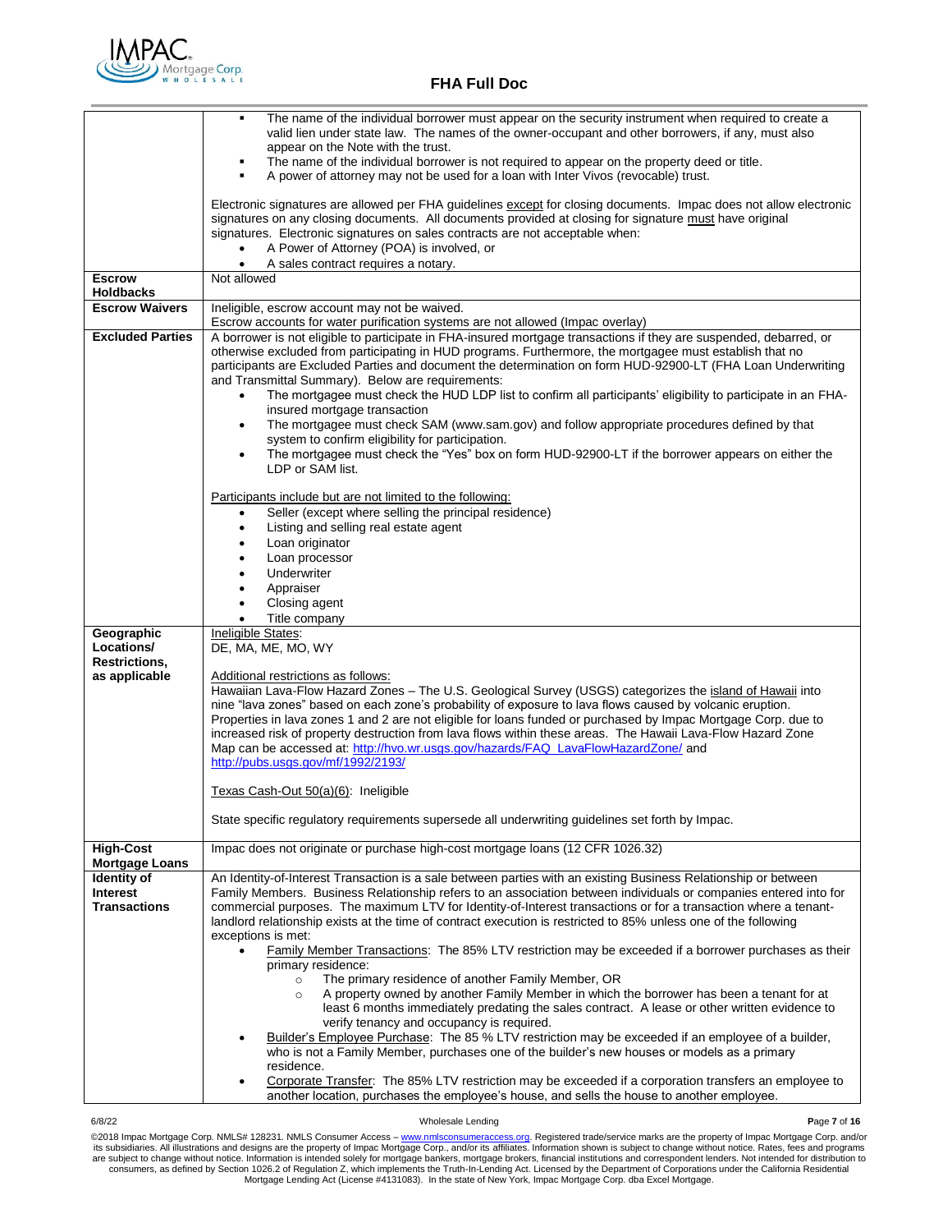| | |
|---|---|
| | ▪ The name of the individual borrower must appear on the security instrument when required to create a valid lien under state law. The names of the owner-occupant and other borrowers, if any, must also appear on the Note with the trust.<br>▪ The name of the individual borrower is not required to appear on the property deed or title.<br>▪ A power of attorney may not be used for a loan with Inter Vivos (revocable) trust.<br><br>Electronic signatures are allowed per FHA guidelines except for closing documents. Impac does not allow electronic signatures on any closing documents. All documents provided at closing for signature must have original signatures. Electronic signatures on sales contracts are not acceptable when:<br>• A Power of Attorney (POA) is involved, or<br>• A sales contract requires a notary. |
| **Escrow Holdbacks** | Not allowed |
| **Escrow Waivers** | Ineligible, escrow account may not be waived.<br>Escrow accounts for water purification systems are not allowed (Impac overlay) |
| **Excluded Parties** | A borrower is not eligible to participate in FHA-insured mortgage transactions if they are suspended, debarred, or otherwise excluded from participating in HUD programs. Furthermore, the mortgagee must establish that no participants are Excluded Parties and document the determination on form HUD-92900-LT (FHA Loan Underwriting and Transmittal Summary). Below are requirements:<br>• The mortgagee must check the HUD LDP list to confirm all participants' eligibility to participate in an FHA-insured mortgage transaction<br>• The mortgagee must check SAM (www.sam.gov) and follow appropriate procedures defined by that system to confirm eligibility for participation.<br>• The mortgagee must check the "Yes" box on form HUD-92900-LT if the borrower appears on either the LDP or SAM list.<br><br>Participants include but are not limited to the following:<br>• Seller (except where selling the principal residence)<br>• Listing and selling real estate agent<br>• Loan originator<br>• Loan processor<br>• Underwriter<br>• Appraiser<br>• Closing agent<br>• Title company |
| **Geographic Locations/ Restrictions, as applicable** | Ineligible States:<br>DE, MA, ME, MO, WY<br><br>Additional restrictions as follows:<br>Hawaiian Lava-Flow Hazard Zones – The U.S. Geological Survey (USGS) categorizes the island of Hawaii into nine "lava zones" based on each zone's probability of exposure to lava flows caused by volcanic eruption. Properties in lava zones 1 and 2 are not eligible for loans funded or purchased by Impac Mortgage Corp. due to increased risk of property destruction from lava flows within these areas. The Hawaii Lava-Flow Hazard Zone Map can be accessed at: http://hvo.wr.usgs.gov/hazards/FAQ_LavaFlowHazardZone/ and http://pubs.usgs.gov/mf/1992/2193/<br><br>Texas Cash-Out 50(a)(6): Ineligible<br><br>State specific regulatory requirements supersede all underwriting guidelines set forth by Impac. |
| **High-Cost Mortgage Loans** | Impac does not originate or purchase high-cost mortgage loans (12 CFR 1026.32) |
| **Identity of Interest Transactions** | An Identity-of-Interest Transaction is a sale between parties with an existing Business Relationship or between Family Members. Business Relationship refers to an association between individuals or companies entered into for commercial purposes. The maximum LTV for Identity-of-Interest transactions or for a transaction where a tenant-landlord relationship exists at the time of contract execution is restricted to 85% unless one of the following exceptions is met:<br>• Family Member Transactions: The 85% LTV restriction may be exceeded if a borrower purchases as their primary residence:<br>&nbsp;&nbsp;&nbsp;&nbsp;○ The primary residence of another Family Member, OR<br>&nbsp;&nbsp;&nbsp;&nbsp;○ A property owned by another Family Member in which the borrower has been a tenant for at least 6 months immediately predating the sales contract. A lease or other written evidence to verify tenancy and occupancy is required.<br>• Builder's Employee Purchase: The 85 % LTV restriction may be exceeded if an employee of a builder, who is not a Family Member, purchases one of the builder's new houses or models as a primary residence.<br>• Corporate Transfer: The 85% LTV restriction may be exceeded if a corporation transfers an employee to another location, purchases the employee's house, and sells the house to another employee. |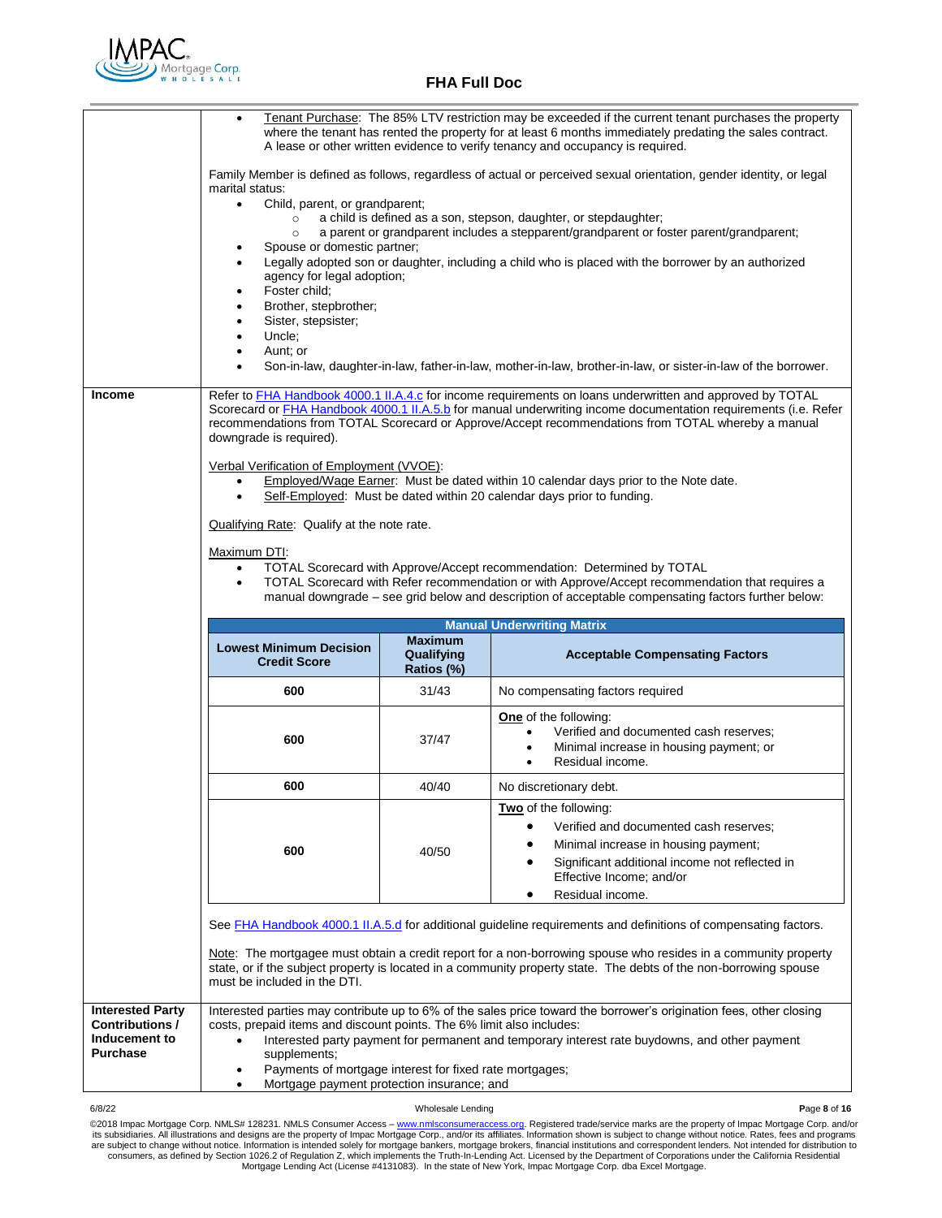| | |
|---|---|
| | • Tenant Purchase: The 85% LTV restriction may be exceeded if the current tenant purchases the property where the tenant has rented the property for at least 6 months immediately predating the sales contract. A lease or other written evidence to verify tenancy and occupancy is required.<br><br>Family Member is defined as follows, regardless of actual or perceived sexual orientation, gender identity, or legal marital status:<br>• Child, parent, or grandparent;<br>  ○ a child is defined as a son, stepson, daughter, or stepdaughter;<br>  ○ a parent or grandparent includes a stepparent/grandparent or foster parent/grandparent;<br>• Spouse or domestic partner;<br>• Legally adopted son or daughter, including a child who is placed with the borrower by an authorized agency for legal adoption;<br>• Foster child;<br>• Brother, stepbrother;<br>• Sister, stepsister;<br>• Uncle;<br>• Aunt; or<br>• Son-in-law, daughter-in-law, father-in-law, mother-in-law, brother-in-law, or sister-in-law of the borrower. |
| **Income** | Refer to FHA Handbook 4000.1 II.A.4.c for income requirements on loans underwritten and approved by TOTAL Scorecard or FHA Handbook 4000.1 II.A.5.b for manual underwriting income documentation requirements (i.e. Refer recommendations from TOTAL Scorecard or Approve/Accept recommendations from TOTAL whereby a manual downgrade is required).<br><br>Verbal Verification of Employment (VVOE):<br>• Employed/Wage Earner: Must be dated within 10 calendar days prior to the Note date.<br>• Self-Employed: Must be dated within 20 calendar days prior to funding.<br><br>Qualifying Rate: Qualify at the note rate.<br><br>Maximum DTI:<br>• TOTAL Scorecard with Approve/Accept recommendation: Determined by TOTAL<br>• TOTAL Scorecard with Refer recommendation or with Approve/Accept recommendation that requires a manual downgrade – see grid below and description of acceptable compensating factors further below: |

**Manual Underwriting Matrix**

| Lowest Minimum Decision Credit Score | Maximum Qualifying Ratios (%) | Acceptable Compensating Factors |
|---|---|---|
| 600 | 31/43 | No compensating factors required |
| 600 | 37/47 | **One** of the following:<br>• Verified and documented cash reserves;<br>• Minimal increase in housing payment; or<br>• Residual income. |
| 600 | 40/40 | No discretionary debt. |
| 600 | 40/50 | **Two** of the following:<br>• Verified and documented cash reserves;<br>• Minimal increase in housing payment;<br>• Significant additional income not reflected in Effective Income; and/or<br>• Residual income. |

See FHA Handbook 4000.1 II.A.5.d for additional guideline requirements and definitions of compensating factors.

Note: The mortgagee must obtain a credit report for a non-borrowing spouse who resides in a community property state, or if the subject property is located in a community property state. The debts of the non-borrowing spouse must be included in the DTI.

| | |
|---|---|
| **Interested Party Contributions / Inducement to Purchase** | Interested parties may contribute up to 6% of the sales price toward the borrower's origination fees, other closing costs, prepaid items and discount points. The 6% limit also includes:<br>• Interested party payment for permanent and temporary interest rate buydowns, and other payment supplements;<br>• Payments of mortgage interest for fixed rate mortgages;<br>• Mortgage payment protection insurance; and |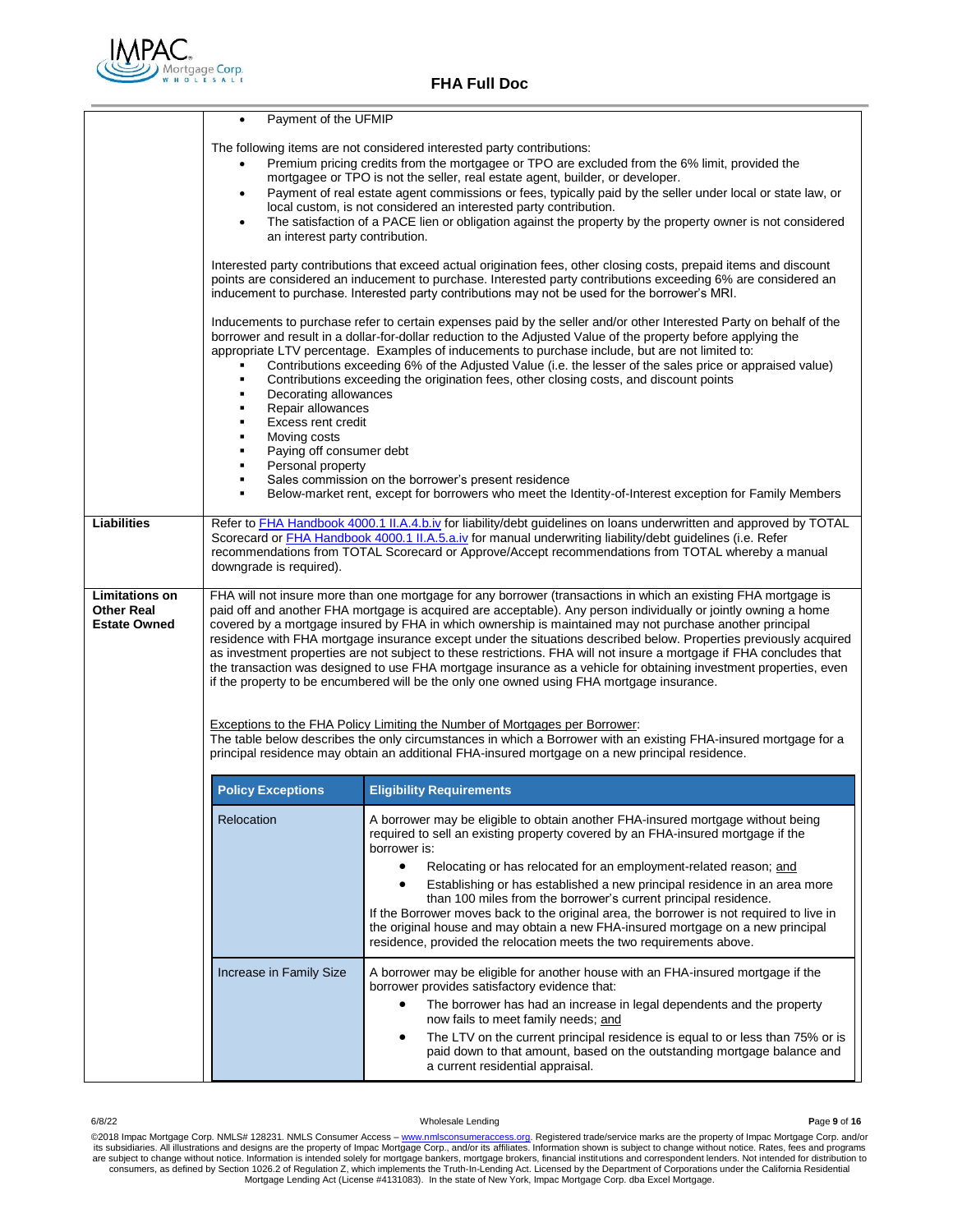| | |
|---|---|
| | • Payment of the UFMIP<br><br>The following items are not considered interested party contributions:<br>• Premium pricing credits from the mortgagee or TPO are excluded from the 6% limit, provided the mortgagee or TPO is not the seller, real estate agent, builder, or developer.<br>• Payment of real estate agent commissions or fees, typically paid by the seller under local or state law, or local custom, is not considered an interested party contribution.<br>• The satisfaction of a PACE lien or obligation against the property by the property owner is not considered an interest party contribution.<br><br>Interested party contributions that exceed actual origination fees, other closing costs, prepaid items and discount points are considered an inducement to purchase. Interested party contributions exceeding 6% are considered an inducement to purchase. Interested party contributions may not be used for the borrower's MRI.<br><br>Inducements to purchase refer to certain expenses paid by the seller and/or other Interested Party on behalf of the borrower and result in a dollar-for-dollar reduction to the Adjusted Value of the property before applying the appropriate LTV percentage. Examples of inducements to purchase include, but are not limited to:<br>▪ Contributions exceeding 6% of the Adjusted Value (i.e. the lesser of the sales price or appraised value)<br>▪ Contributions exceeding the origination fees, other closing costs, and discount points<br>▪ Decorating allowances<br>▪ Repair allowances<br>▪ Excess rent credit<br>▪ Moving costs<br>▪ Paying off consumer debt<br>▪ Personal property<br>▪ Sales commission on the borrower's present residence<br>▪ Below-market rent, except for borrowers who meet the Identity-of-Interest exception for Family Members |
| **Liabilities** | Refer to FHA Handbook 4000.1 II.A.4.b.iv for liability/debt guidelines on loans underwritten and approved by TOTAL Scorecard or FHA Handbook 4000.1 II.A.5.a.iv for manual underwriting liability/debt guidelines (i.e. Refer recommendations from TOTAL Scorecard or Approve/Accept recommendations from TOTAL whereby a manual downgrade is required). |
| **Limitations on Other Real Estate Owned** | FHA will not insure more than one mortgage for any borrower (transactions in which an existing FHA mortgage is paid off and another FHA mortgage is acquired are acceptable). Any person individually or jointly owning a home covered by a mortgage insured by FHA in which ownership is maintained may not purchase another principal residence with FHA mortgage insurance except under the situations described below. Properties previously acquired as investment properties are not subject to these restrictions. FHA will not insure a mortgage if FHA concludes that the transaction was designed to use FHA mortgage insurance as a vehicle for obtaining investment properties, even if the property to be encumbered will be the only one owned using FHA mortgage insurance.<br><br>Exceptions to the FHA Policy Limiting the Number of Mortgages per Borrower:<br>The table below describes the only circumstances in which a Borrower with an existing FHA-insured mortgage for a principal residence may obtain an additional FHA-insured mortgage on a new principal residence. |

| Policy Exceptions | Eligibility Requirements |
|---|---|
| Relocation | A borrower may be eligible to obtain another FHA-insured mortgage without being required to sell an existing property covered by an FHA-insured mortgage if the borrower is:<br>• Relocating or has relocated for an employment-related reason; and<br>• Establishing or has established a new principal residence in an area more than 100 miles from the borrower's current principal residence.<br>If the Borrower moves back to the original area, the borrower is not required to live in the original house and may obtain a new FHA-insured mortgage on a new principal residence, provided the relocation meets the two requirements above. |
| Increase in Family Size | A borrower may be eligible for another house with an FHA-insured mortgage if the borrower provides satisfactory evidence that:<br>• The borrower has had an increase in legal dependents and the property now fails to meet family needs; and<br>• The LTV on the current principal residence is equal to or less than 75% or is paid down to that amount, based on the outstanding mortgage balance and a current residential appraisal. |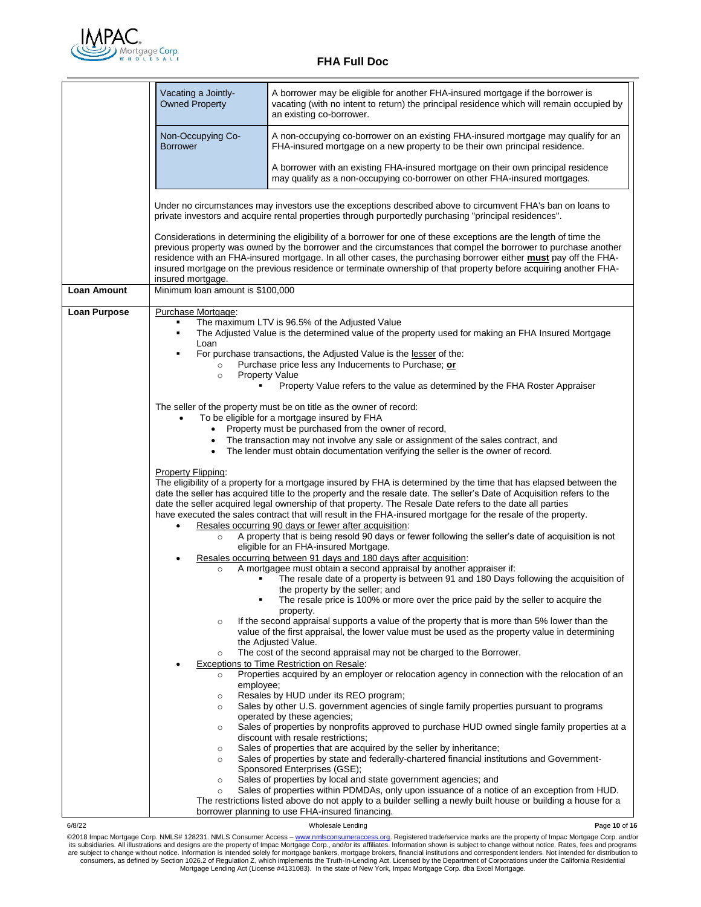| | | |
|---|---|---|
| | Vacating a Jointly-Owned Property | A borrower may be eligible for another FHA-insured mortgage if the borrower is vacating (with no intent to return) the principal residence which will remain occupied by an existing co-borrower. |
| | Non-Occupying Co-Borrower | A non-occupying co-borrower on an existing FHA-insured mortgage may qualify for an FHA-insured mortgage on a new property to be their own principal residence.<br><br>A borrower with an existing FHA-insured mortgage on their own principal residence may qualify as a non-occupying co-borrower on other FHA-insured mortgages. |

Under no circumstances may investors use the exceptions described above to circumvent FHA's ban on loans to private investors and acquire rental properties through purportedly purchasing "principal residences".

Considerations in determining the eligibility of a borrower for one of these exceptions are the length of time the previous property was owned by the borrower and the circumstances that compel the borrower to purchase another residence with an FHA-insured mortgage. In all other cases, the purchasing borrower either **must** pay off the FHA-insured mortgage on the previous residence or terminate ownership of that property before acquiring another FHA-insured mortgage.

**Loan Amount**

Minimum loan amount is $100,000

**Loan Purpose**

Purchase Mortgage:

- The maximum LTV is 96.5% of the Adjusted Value
- The Adjusted Value is the determined value of the property used for making an FHA Insured Mortgage Loan
- For purchase transactions, the Adjusted Value is the lesser of the:
  - Purchase price less any Inducements to Purchase; **or**
  - Property Value
    - Property Value refers to the value as determined by the FHA Roster Appraiser

The seller of the property must be on title as the owner of record:

- To be eligible for a mortgage insured by FHA
  - Property must be purchased from the owner of record,
  - The transaction may not involve any sale or assignment of the sales contract, and
  - The lender must obtain documentation verifying the seller is the owner of record.

Property Flipping:

The eligibility of a property for a mortgage insured by FHA is determined by the time that has elapsed between the date the seller has acquired title to the property and the resale date. The seller's Date of Acquisition refers to the date the seller acquired legal ownership of that property. The Resale Date refers to the date all parties have executed the sales contract that will result in the FHA-insured mortgage for the resale of the property.

- Resales occurring 90 days or fewer after acquisition:
  - A property that is being resold 90 days or fewer following the seller's date of acquisition is not eligible for an FHA-insured Mortgage.
- Resales occurring between 91 days and 180 days after acquisition:
  - A mortgagee must obtain a second appraisal by another appraiser if:
    - The resale date of a property is between 91 and 180 Days following the acquisition of the property by the seller; and
    - The resale price is 100% or more over the price paid by the seller to acquire the property.
  - If the second appraisal supports a value of the property that is more than 5% lower than the value of the first appraisal, the lower value must be used as the property value in determining the Adjusted Value.
  - The cost of the second appraisal may not be charged to the Borrower.
- Exceptions to Time Restriction on Resale:
  - Properties acquired by an employer or relocation agency in connection with the relocation of an employee;
  - Resales by HUD under its REO program;
  - Sales by other U.S. government agencies of single family properties pursuant to programs operated by these agencies;
  - Sales of properties by nonprofits approved to purchase HUD owned single family properties at a discount with resale restrictions;
  - Sales of properties that are acquired by the seller by inheritance;
  - Sales of properties by state and federally-chartered financial institutions and Government-Sponsored Enterprises (GSE);
  - Sales of properties by local and state government agencies; and
  - Sales of properties within PDMDAs, only upon issuance of a notice of an exception from HUD.

  The restrictions listed above do not apply to a builder selling a newly built house or building a house for a borrower planning to use FHA-insured financing.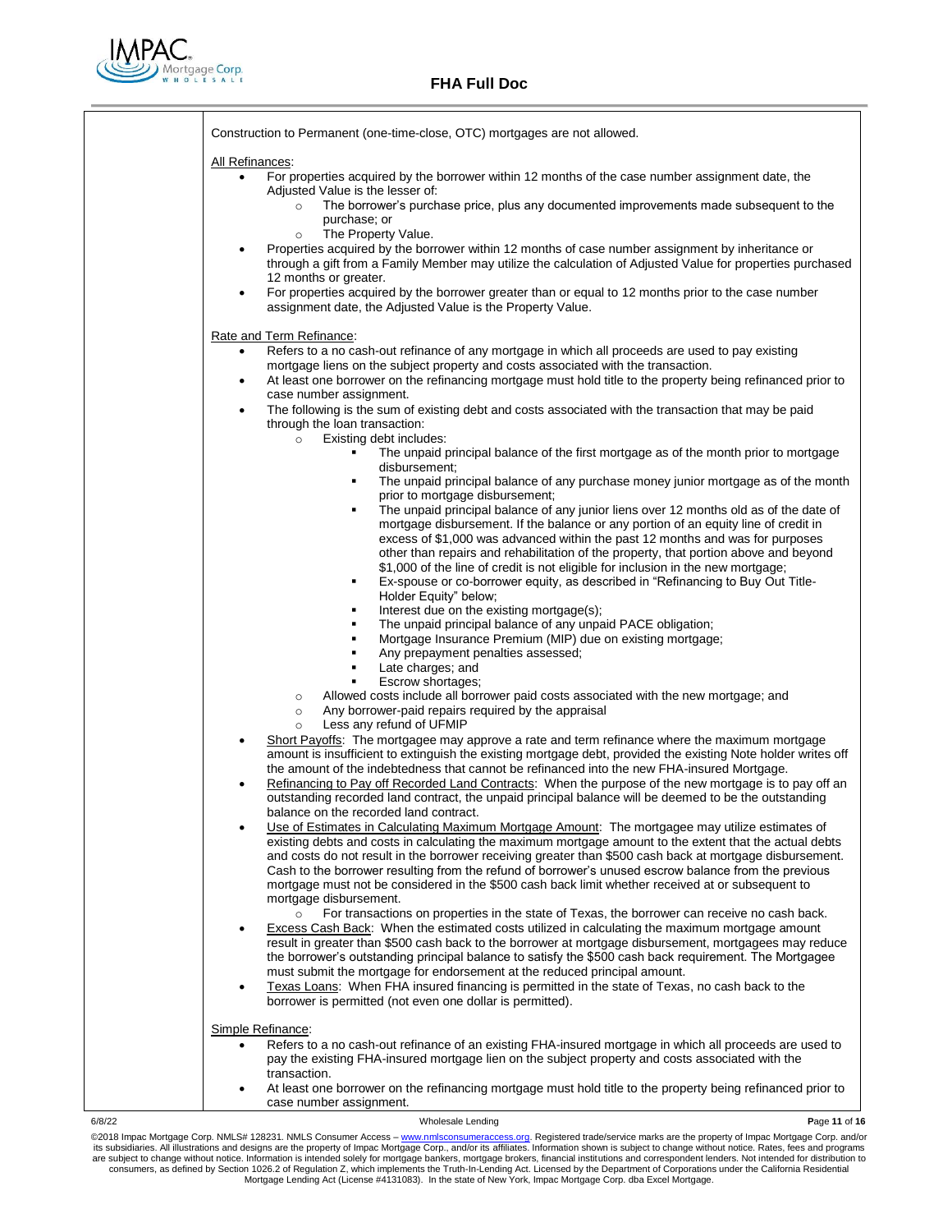Construction to Permanent (one-time-close, OTC) mortgages are not allowed.

<u>All Refinances</u>:

- For properties acquired by the borrower within 12 months of the case number assignment date, the Adjusted Value is the lesser of:
  - The borrower's purchase price, plus any documented improvements made subsequent to the purchase; or
  - The Property Value.
- Properties acquired by the borrower within 12 months of case number assignment by inheritance or through a gift from a Family Member may utilize the calculation of Adjusted Value for properties purchased 12 months or greater.
- For properties acquired by the borrower greater than or equal to 12 months prior to the case number assignment date, the Adjusted Value is the Property Value.

<u>Rate and Term Refinance</u>:

- Refers to a no cash-out refinance of any mortgage in which all proceeds are used to pay existing mortgage liens on the subject property and costs associated with the transaction.
- At least one borrower on the refinancing mortgage must hold title to the property being refinanced prior to case number assignment.
- The following is the sum of existing debt and costs associated with the transaction that may be paid through the loan transaction:
  - Existing debt includes:
    - The unpaid principal balance of the first mortgage as of the month prior to mortgage disbursement;
    - The unpaid principal balance of any purchase money junior mortgage as of the month prior to mortgage disbursement;
    - The unpaid principal balance of any junior liens over 12 months old as of the date of mortgage disbursement. If the balance or any portion of an equity line of credit in excess of $1,000 was advanced within the past 12 months and was for purposes other than repairs and rehabilitation of the property, that portion above and beyond $1,000 of the line of credit is not eligible for inclusion in the new mortgage;
    - Ex-spouse or co-borrower equity, as described in "Refinancing to Buy Out Title-Holder Equity" below;
    - Interest due on the existing mortgage(s);
    - The unpaid principal balance of any unpaid PACE obligation;
    - Mortgage Insurance Premium (MIP) due on existing mortgage;
    - Any prepayment penalties assessed;
    - Late charges; and
    - Escrow shortages;
  - Allowed costs include all borrower paid costs associated with the new mortgage; and
  - Any borrower-paid repairs required by the appraisal
  - Less any refund of UFMIP
- <u>Short Payoffs</u>: The mortgagee may approve a rate and term refinance where the maximum mortgage amount is insufficient to extinguish the existing mortgage debt, provided the existing Note holder writes off the amount of the indebtedness that cannot be refinanced into the new FHA-insured Mortgage.
- <u>Refinancing to Pay off Recorded Land Contracts</u>: When the purpose of the new mortgage is to pay off an outstanding recorded land contract, the unpaid principal balance will be deemed to be the outstanding balance on the recorded land contract.
- <u>Use of Estimates in Calculating Maximum Mortgage Amount</u>: The mortgagee may utilize estimates of existing debts and costs in calculating the maximum mortgage amount to the extent that the actual debts and costs do not result in the borrower receiving greater than $500 cash back at mortgage disbursement. Cash to the borrower resulting from the refund of borrower's unused escrow balance from the previous mortgage must not be considered in the $500 cash back limit whether received at or subsequent to mortgage disbursement.
  - For transactions on properties in the state of Texas, the borrower can receive no cash back.
- <u>Excess Cash Back</u>: When the estimated costs utilized in calculating the maximum mortgage amount result in greater than $500 cash back to the borrower at mortgage disbursement, mortgagees may reduce the borrower's outstanding principal balance to satisfy the $500 cash back requirement. The Mortgagee must submit the mortgage for endorsement at the reduced principal amount.
- <u>Texas Loans</u>: When FHA insured financing is permitted in the state of Texas, no cash back to the borrower is permitted (not even one dollar is permitted).

<u>Simple Refinance</u>:

- Refers to a no cash-out refinance of an existing FHA-insured mortgage in which all proceeds are used to pay the existing FHA-insured mortgage lien on the subject property and costs associated with the transaction.
- At least one borrower on the refinancing mortgage must hold title to the property being refinanced prior to case number assignment.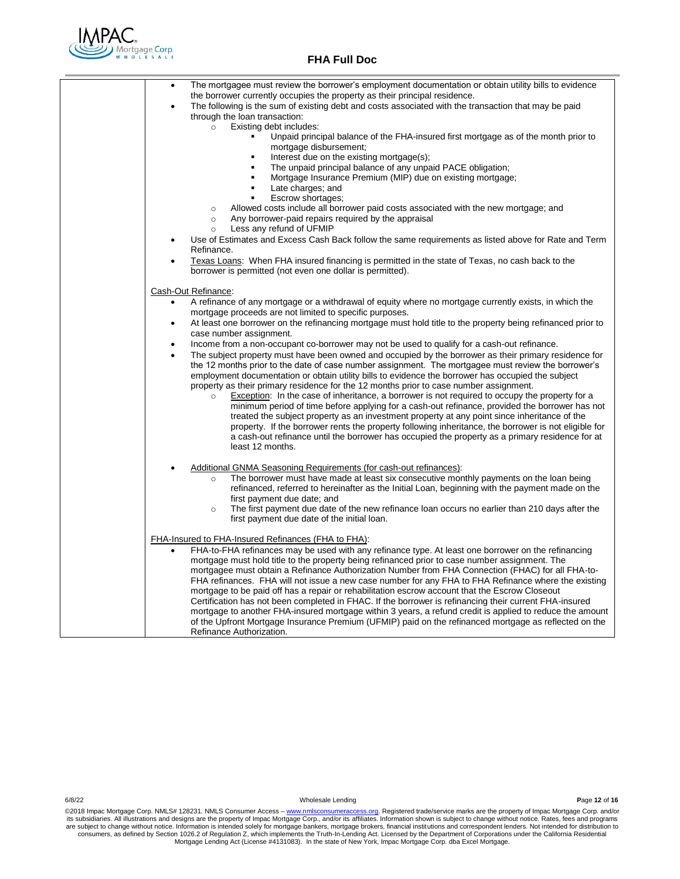- The mortgagee must review the borrower's employment documentation or obtain utility bills to evidence the borrower currently occupies the property as their principal residence.
- The following is the sum of existing debt and costs associated with the transaction that may be paid through the loan transaction:
    - Existing debt includes:
        - Unpaid principal balance of the FHA-insured first mortgage as of the month prior to mortgage disbursement;
        - Interest due on the existing mortgage(s);
        - The unpaid principal balance of any unpaid PACE obligation;
        - Mortgage Insurance Premium (MIP) due on existing mortgage;
        - Late charges; and
        - Escrow shortages;
    - Allowed costs include all borrower paid costs associated with the new mortgage; and
    - Any borrower-paid repairs required by the appraisal
    - Less any refund of UFMIP
- Use of Estimates and Excess Cash Back follow the same requirements as listed above for Rate and Term Refinance.
- Texas Loans: When FHA insured financing is permitted in the state of Texas, no cash back to the borrower is permitted (not even one dollar is permitted).

Cash-Out Refinance:

- A refinance of any mortgage or a withdrawal of equity where no mortgage currently exists, in which the mortgage proceeds are not limited to specific purposes.
- At least one borrower on the refinancing mortgage must hold title to the property being refinanced prior to case number assignment.
- Income from a non-occupant co-borrower may not be used to qualify for a cash-out refinance.
- The subject property must have been owned and occupied by the borrower as their primary residence for the 12 months prior to the date of case number assignment. The mortgagee must review the borrower's employment documentation or obtain utility bills to evidence the borrower has occupied the subject property as their primary residence for the 12 months prior to case number assignment.
    - Exception: In the case of inheritance, a borrower is not required to occupy the property for a minimum period of time before applying for a cash-out refinance, provided the borrower has not treated the subject property as an investment property at any point since inheritance of the property. If the borrower rents the property following inheritance, the borrower is not eligible for a cash-out refinance until the borrower has occupied the property as a primary residence for at least 12 months.

- Additional GNMA Seasoning Requirements (for cash-out refinances):
    - The borrower must have made at least six consecutive monthly payments on the loan being refinanced, referred to hereinafter as the Initial Loan, beginning with the payment made on the first payment due date; and
    - The first payment due date of the new refinance loan occurs no earlier than 210 days after the first payment due date of the initial loan.

FHA-Insured to FHA-Insured Refinances (FHA to FHA):

- FHA-to-FHA refinances may be used with any refinance type. At least one borrower on the refinancing mortgage must hold title to the property being refinanced prior to case number assignment. The mortgagee must obtain a Refinance Authorization Number from FHA Connection (FHAC) for all FHA-to-FHA refinances. FHA will not issue a new case number for any FHA to FHA Refinance where the existing mortgage to be paid off has a repair or rehabilitation escrow account that the Escrow Closeout Certification has not been completed in FHAC. If the borrower is refinancing their current FHA-insured mortgage to another FHA-insured mortgage within 3 years, a refund credit is applied to reduce the amount of the Upfront Mortgage Insurance Premium (UFMIP) paid on the refinanced mortgage as reflected on the Refinance Authorization.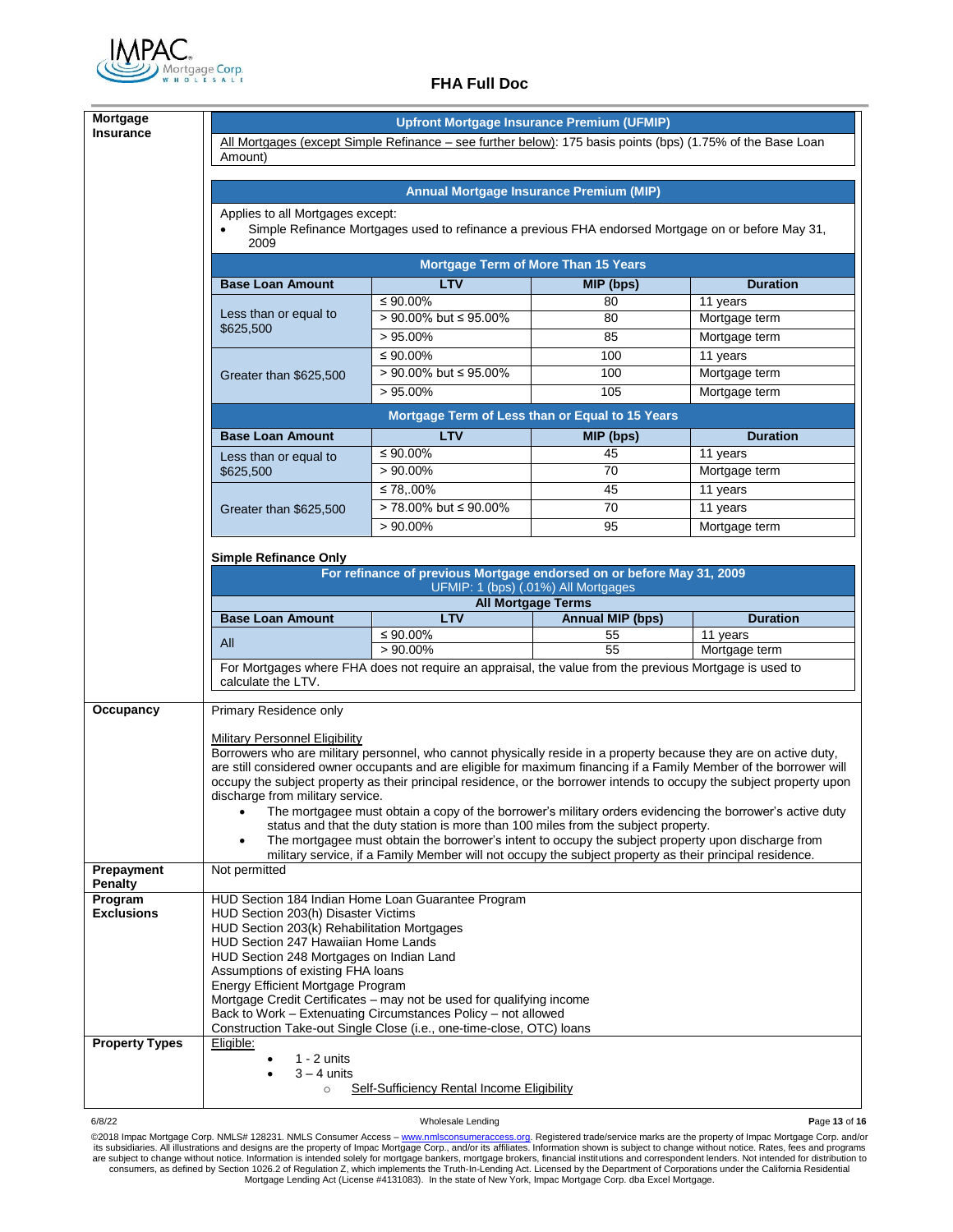## FHA Full Doc

### Mortgage Insurance

**Upfront Mortgage Insurance Premium (UFMIP)**

All Mortgages (except Simple Refinance – see further below): 175 basis points (bps) (1.75% of the Base Loan Amount)

**Annual Mortgage Insurance Premium (MIP)**

Applies to all Mortgages except:

- Simple Refinance Mortgages used to refinance a previous FHA endorsed Mortgage on or before May 31, 2009

**Mortgage Term of More Than 15 Years**

| Base Loan Amount | LTV | MIP (bps) | Duration |
|---|---|---|---|
| Less than or equal to $625,500 | ≤ 90.00% | 80 | 11 years |
| | > 90.00% but ≤ 95.00% | 80 | Mortgage term |
| | > 95.00% | 85 | Mortgage term |
| Greater than $625,500 | ≤ 90.00% | 100 | 11 years |
| | > 90.00% but ≤ 95.00% | 100 | Mortgage term |
| | > 95.00% | 105 | Mortgage term |

**Mortgage Term of Less than or Equal to 15 Years**

| Base Loan Amount | LTV | MIP (bps) | Duration |
|---|---|---|---|
| Less than or equal to $625,500 | ≤ 90.00% | 45 | 11 years |
| | > 90.00% | 70 | Mortgage term |
| Greater than $625,500 | ≤ 78,.00% | 45 | 11 years |
| | > 78.00% but ≤ 90.00% | 70 | 11 years |
| | > 90.00% | 95 | Mortgage term |

**Simple Refinance Only**

**For refinance of previous Mortgage endorsed on or before May 31, 2009**
UFMIP: 1 (bps) (.01%) All Mortgages

**All Mortgage Terms**

| Base Loan Amount | LTV | Annual MIP (bps) | Duration |
|---|---|---|---|
| All | ≤ 90.00% | 55 | 11 years |
| | > 90.00% | 55 | Mortgage term |

For Mortgages where FHA does not require an appraisal, the value from the previous Mortgage is used to calculate the LTV.

### Occupancy

Primary Residence only

Military Personnel Eligibility

Borrowers who are military personnel, who cannot physically reside in a property because they are on active duty, are still considered owner occupants and are eligible for maximum financing if a Family Member of the borrower will occupy the subject property as their principal residence, or the borrower intends to occupy the subject property upon discharge from military service.

- The mortgagee must obtain a copy of the borrower's military orders evidencing the borrower's active duty status and that the duty station is more than 100 miles from the subject property.
- The mortgagee must obtain the borrower's intent to occupy the subject property upon discharge from military service, if a Family Member will not occupy the subject property as their principal residence.

### Prepayment Penalty

Not permitted

### Program Exclusions

HUD Section 184 Indian Home Loan Guarantee Program
HUD Section 203(h) Disaster Victims
HUD Section 203(k) Rehabilitation Mortgages
HUD Section 247 Hawaiian Home Lands
HUD Section 248 Mortgages on Indian Land
Assumptions of existing FHA loans
Energy Efficient Mortgage Program
Mortgage Credit Certificates – may not be used for qualifying income
Back to Work – Extenuating Circumstances Policy – not allowed
Construction Take-out Single Close (i.e., one-time-close, OTC) loans

### Property Types

Eligible:

- 1 - 2 units
- 3 – 4 units
  - Self-Sufficiency Rental Income Eligibility

6/8/22 Wholesale Lending

©2018 Impac Mortgage Corp. NMLS# 128231. NMLS Consumer Access – www.nmlsconsumeraccess.org. Registered trade/service marks are the property of Impac Mortgage Corp. and/or its subsidiaries. All illustrations and designs are the property of Impac Mortgage Corp., and/or its affiliates. Information shown is subject to change without notice. Rates, fees and programs are subject to change without notice. Information is intended solely for mortgage bankers, mortgage brokers, financial institutions and correspondent lenders. Not intended for distribution to consumers, as defined by Section 1026.2 of Regulation Z, which implements the Truth-In-Lending Act. Licensed by the Department of Corporations under the California Residential Mortgage Lending Act (License #4131083). In the state of New York, Impac Mortgage Corp. dba Excel Mortgage.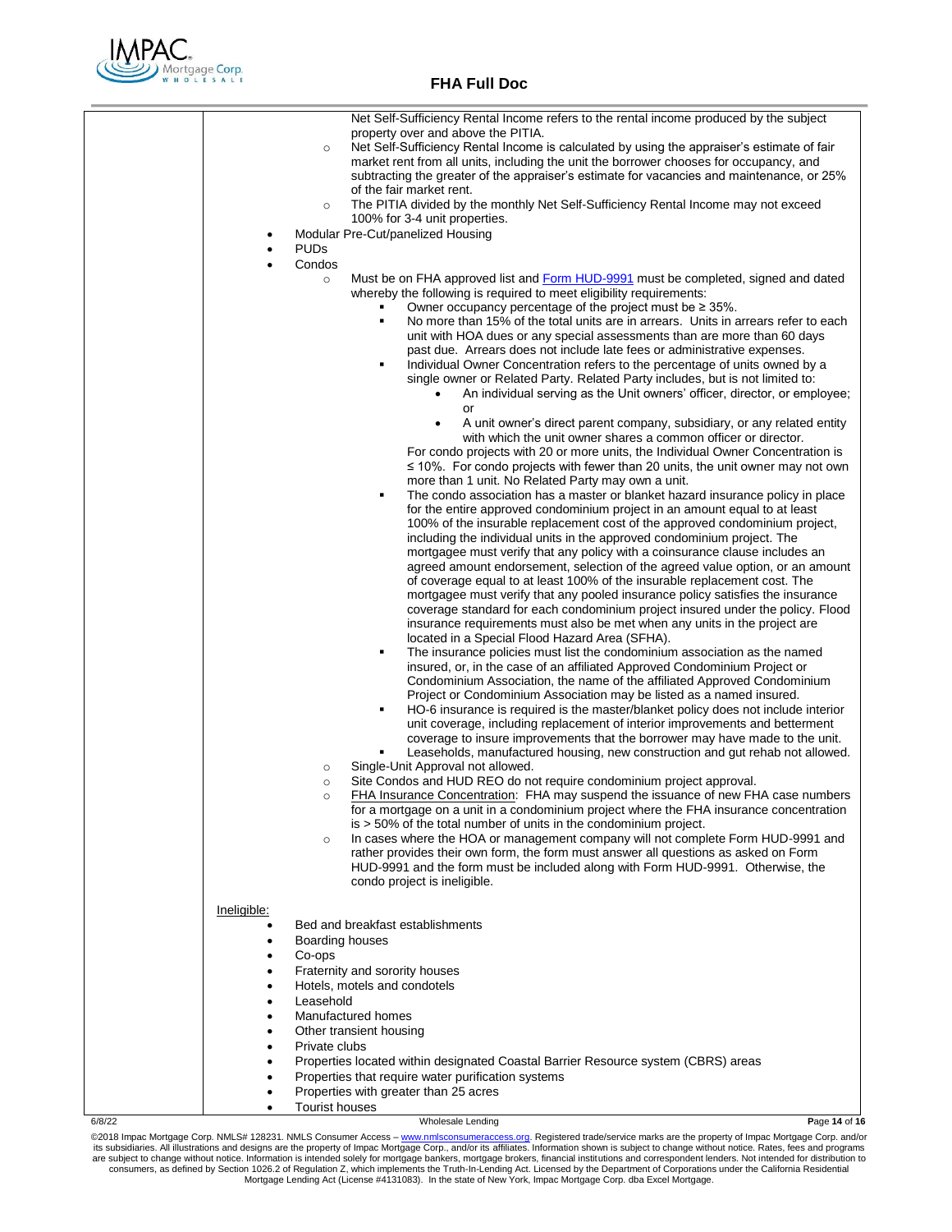Net Self-Sufficiency Rental Income refers to the rental income produced by the subject property over and above the PITIA.

- Net Self-Sufficiency Rental Income is calculated by using the appraiser's estimate of fair market rent from all units, including the unit the borrower chooses for occupancy, and subtracting the greater of the appraiser's estimate for vacancies and maintenance, or 25% of the fair market rent.
- The PITIA divided by the monthly Net Self-Sufficiency Rental Income may not exceed 100% for 3-4 unit properties.

- Modular Pre-Cut/panelized Housing
- PUDs
- Condos
  - Must be on FHA approved list and [Form HUD-9991] must be completed, signed and dated whereby the following is required to meet eligibility requirements:
    - Owner occupancy percentage of the project must be ≥ 35%.
    - No more than 15% of the total units are in arrears. Units in arrears refer to each unit with HOA dues or any special assessments than are more than 60 days past due. Arrears does not include late fees or administrative expenses.
    - Individual Owner Concentration refers to the percentage of units owned by a single owner or Related Party. Related Party includes, but is not limited to:
      - An individual serving as the Unit owners' officer, director, or employee; or
      - A unit owner's direct parent company, subsidiary, or any related entity with which the unit owner shares a common officer or director.

      For condo projects with 20 or more units, the Individual Owner Concentration is ≤ 10%. For condo projects with fewer than 20 units, the unit owner may not own more than 1 unit. No Related Party may own a unit.
    - The condo association has a master or blanket hazard insurance policy in place for the entire approved condominium project in an amount equal to at least 100% of the insurable replacement cost of the approved condominium project, including the individual units in the approved condominium project. The mortgagee must verify that any policy with a coinsurance clause includes an agreed amount endorsement, selection of the agreed value option, or an amount of coverage equal to at least 100% of the insurable replacement cost. The mortgagee must verify that any pooled insurance policy satisfies the insurance coverage standard for each condominium project insured under the policy. Flood insurance requirements must also be met when any units in the project are located in a Special Flood Hazard Area (SFHA).
    - The insurance policies must list the condominium association as the named insured, or, in the case of an affiliated Approved Condominium Project or Condominium Association, the name of the affiliated Approved Condominium Project or Condominium Association may be listed as a named insured.
    - HO-6 insurance is required is the master/blanket policy does not include interior unit coverage, including replacement of interior improvements and betterment coverage to insure improvements that the borrower may have made to the unit.
    - Leaseholds, manufactured housing, new construction and gut rehab not allowed.
  - Single-Unit Approval not allowed.
  - Site Condos and HUD REO do not require condominium project approval.
  - FHA Insurance Concentration: FHA may suspend the issuance of new FHA case numbers for a mortgage on a unit in a condominium project where the FHA insurance concentration is > 50% of the total number of units in the condominium project.
  - In cases where the HOA or management company will not complete Form HUD-9991 and rather provides their own form, the form must answer all questions as asked on Form HUD-9991 and the form must be included along with Form HUD-9991. Otherwise, the condo project is ineligible.

Ineligible:

- Bed and breakfast establishments
- Boarding houses
- Co-ops
- Fraternity and sorority houses
- Hotels, motels and condotels
- Leasehold
- Manufactured homes
- Other transient housing
- Private clubs
- Properties located within designated Coastal Barrier Resource system (CBRS) areas
- Properties that require water purification systems
- Properties with greater than 25 acres
- Tourist houses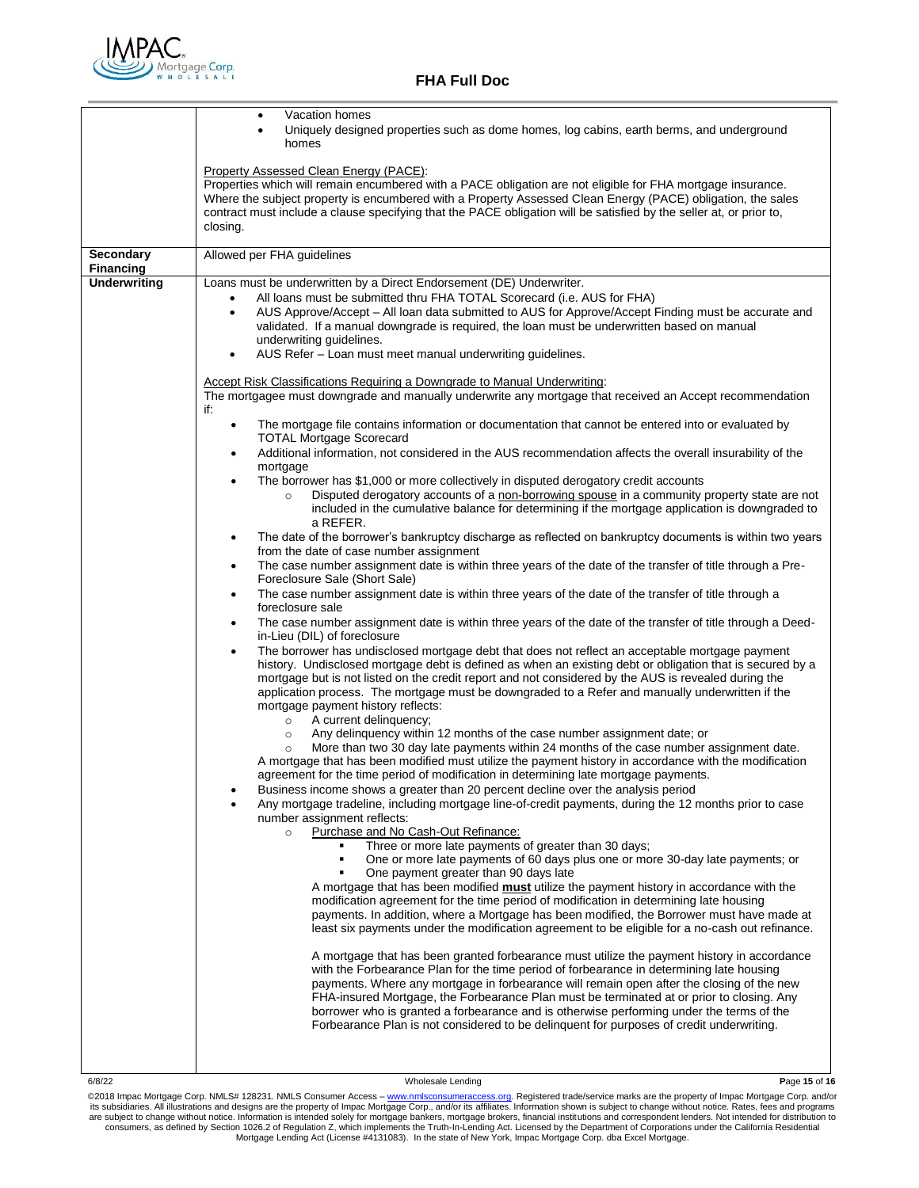| | |
|---|---|
| | • Vacation homes<br>• Uniquely designed properties such as dome homes, log cabins, earth berms, and underground homes<br><br>Property Assessed Clean Energy (PACE):<br>Properties which will remain encumbered with a PACE obligation are not eligible for FHA mortgage insurance. Where the subject property is encumbered with a Property Assessed Clean Energy (PACE) obligation, the sales contract must include a clause specifying that the PACE obligation will be satisfied by the seller at, or prior to, closing. |
| **Secondary Financing** | Allowed per FHA guidelines |
| **Underwriting** | Loans must be underwritten by a Direct Endorsement (DE) Underwriter.<br>• All loans must be submitted thru FHA TOTAL Scorecard (i.e. AUS for FHA)<br>• AUS Approve/Accept – All loan data submitted to AUS for Approve/Accept Finding must be accurate and validated. If a manual downgrade is required, the loan must be underwritten based on manual underwriting guidelines.<br>• AUS Refer – Loan must meet manual underwriting guidelines.<br><br>Accept Risk Classifications Requiring a Downgrade to Manual Underwriting:<br>The mortgagee must downgrade and manually underwrite any mortgage that received an Accept recommendation if:<br>• The mortgage file contains information or documentation that cannot be entered into or evaluated by TOTAL Mortgage Scorecard<br>• Additional information, not considered in the AUS recommendation affects the overall insurability of the mortgage<br>• The borrower has $1,000 or more collectively in disputed derogatory credit accounts<br>  ○ Disputed derogatory accounts of a non-borrowing spouse in a community property state are not included in the cumulative balance for determining if the mortgage application is downgraded to a REFER.<br>• The date of the borrower's bankruptcy discharge as reflected on bankruptcy documents is within two years from the date of case number assignment<br>• The case number assignment date is within three years of the date of the transfer of title through a Pre-Foreclosure Sale (Short Sale)<br>• The case number assignment date is within three years of the date of the transfer of title through a foreclosure sale<br>• The case number assignment date is within three years of the date of the transfer of title through a Deed-in-Lieu (DIL) of foreclosure<br>• The borrower has undisclosed mortgage debt that does not reflect an acceptable mortgage payment history. Undisclosed mortgage debt is defined as when an existing debt or obligation that is secured by a mortgage but is not listed on the credit report and not considered by the AUS is revealed during the application process. The mortgage must be downgraded to a Refer and manually underwritten if the mortgage payment history reflects:<br>  ○ A current delinquency;<br>  ○ Any delinquency within 12 months of the case number assignment date; or<br>  ○ More than two 30 day late payments within 24 months of the case number assignment date.<br>A mortgage that has been modified must utilize the payment history in accordance with the modification agreement for the time period of modification in determining late mortgage payments.<br>• Business income shows a greater than 20 percent decline over the analysis period<br>• Any mortgage tradeline, including mortgage line-of-credit payments, during the 12 months prior to case number assignment reflects:<br>  ○ Purchase and No Cash-Out Refinance:<br>    ▪ Three or more late payments of greater than 30 days;<br>    ▪ One or more late payments of 60 days plus one or more 30-day late payments; or<br>    ▪ One payment greater than 90 days late<br>  A mortgage that has been modified **must** utilize the payment history in accordance with the modification agreement for the time period of modification in determining late housing payments. In addition, where a Mortgage has been modified, the Borrower must have made at least six payments under the modification agreement to be eligible for a no-cash out refinance.<br><br>  A mortgage that has been granted forbearance must utilize the payment history in accordance with the Forbearance Plan for the time period of forbearance in determining late housing payments. Where any mortgage in forbearance will remain open after the closing of the new FHA-insured Mortgage, the Forbearance Plan must be terminated at or prior to closing. Any borrower who is granted a forbearance and is otherwise performing under the terms of the Forbearance Plan is not considered to be delinquent for purposes of credit underwriting. |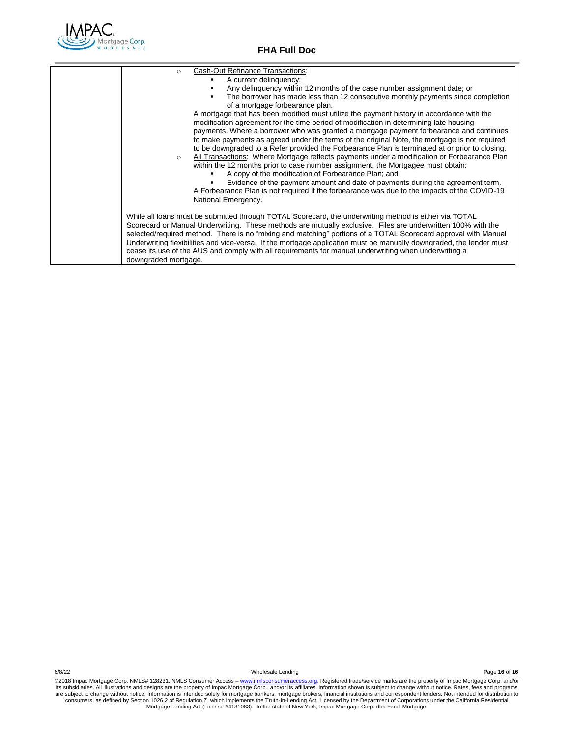| | |
|---|---|
| | - Cash-Out Refinance Transactions:<br>  - A current delinquency;<br>  - Any delinquency within 12 months of the case number assignment date; or<br>  - The borrower has made less than 12 consecutive monthly payments since completion of a mortgage forbearance plan.<br><br>  A mortgage that has been modified must utilize the payment history in accordance with the modification agreement for the time period of modification in determining late housing payments. Where a borrower who was granted a mortgage payment forbearance and continues to make payments as agreed under the terms of the original Note, the mortgage is not required to be downgraded to a Refer provided the Forbearance Plan is terminated at or prior to closing.<br>- All Transactions: Where Mortgage reflects payments under a modification or Forbearance Plan within the 12 months prior to case number assignment, the Mortgagee must obtain:<br>  - A copy of the modification of Forbearance Plan; and<br>  - Evidence of the payment amount and date of payments during the agreement term.<br><br>  A Forbearance Plan is not required if the forbearance was due to the impacts of the COVID-19 National Emergency.<br><br>While all loans must be submitted through TOTAL Scorecard, the underwriting method is either via TOTAL Scorecard or Manual Underwriting. These methods are mutually exclusive. Files are underwritten 100% with the selected/required method. There is no "mixing and matching" portions of a TOTAL Scorecard approval with Manual Underwriting flexibilities and vice-versa. If the mortgage application must be manually downgraded, the lender must cease its use of the AUS and comply with all requirements for manual underwriting when underwriting a downgraded mortgage. |